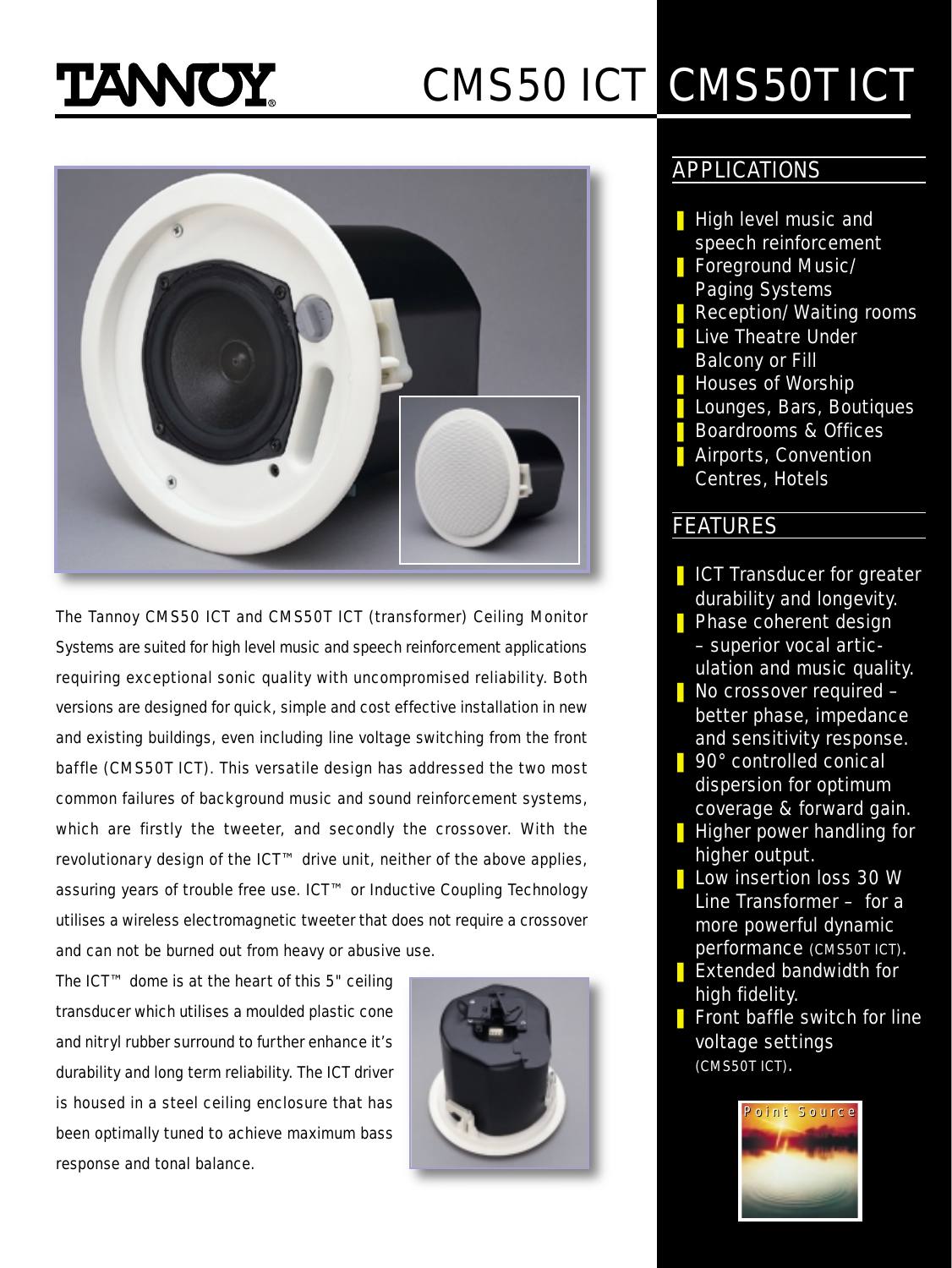# TANNOY

# CMS50 ICT CMS50T ICT

The Tannoy CMS50 ICT and CMS50T ICT (transformer) Ceiling Monitor Systems are suited for high level music and speech reinforcement applications requiring exceptional sonic quality with uncompromised reliability. Both versions are designed for quick, simple and cost effective installation in new and existing buildings, even including line voltage switching from the front baffle (CMS50T ICT). This versatile design has addressed the two most common failures of background music and sound reinforcement systems, which are firstly the tweeter, and secondly the crossover. With the revolutionary design of the ICT™ drive unit, neither of the above applies, assuring years of trouble free use. ICT™ or Inductive Coupling Technology utilises a wireless electromagnetic tweeter that does not require a crossover and can not be burned out from heavy or abusive use.

The ICT™ dome is at the heart of this 5" ceiling transducer which utilises a moulded plastic cone and nitryl rubber surround to further enhance it's durability and long term reliability. The ICT driver is housed in a steel ceiling enclosure that has been optimally tuned to achieve maximum bass response and tonal balance.

## APPLICATIONS

- High level music and speech reinforcement
- Foreground Music/ Paging Systems
- Reception/ Waiting rooms
- Live Theatre Under Balcony or Fill
- Houses of Worship
- Lounges, Bars, Boutiques
- Boardrooms & Offices
- Airports, Convention Centres, Hotels

## FEATURES

- ICT Transducer for greater durability and longevity.
- Phase coherent design – superior vocal articulation and music quality.
- No crossover required – better phase, impedance and sensitivity response.
- 90° controlled conical dispersion for optimum coverage & forward gain.
- Higher power handling for higher output.
- Low insertion loss 30 W Line Transformer – for a more powerful dynamic performance (CMS50T ICT).
- Extended bandwidth for high fidelity.
- Front baffle switch for line voltage settings (CMS50T ICT).

Point Source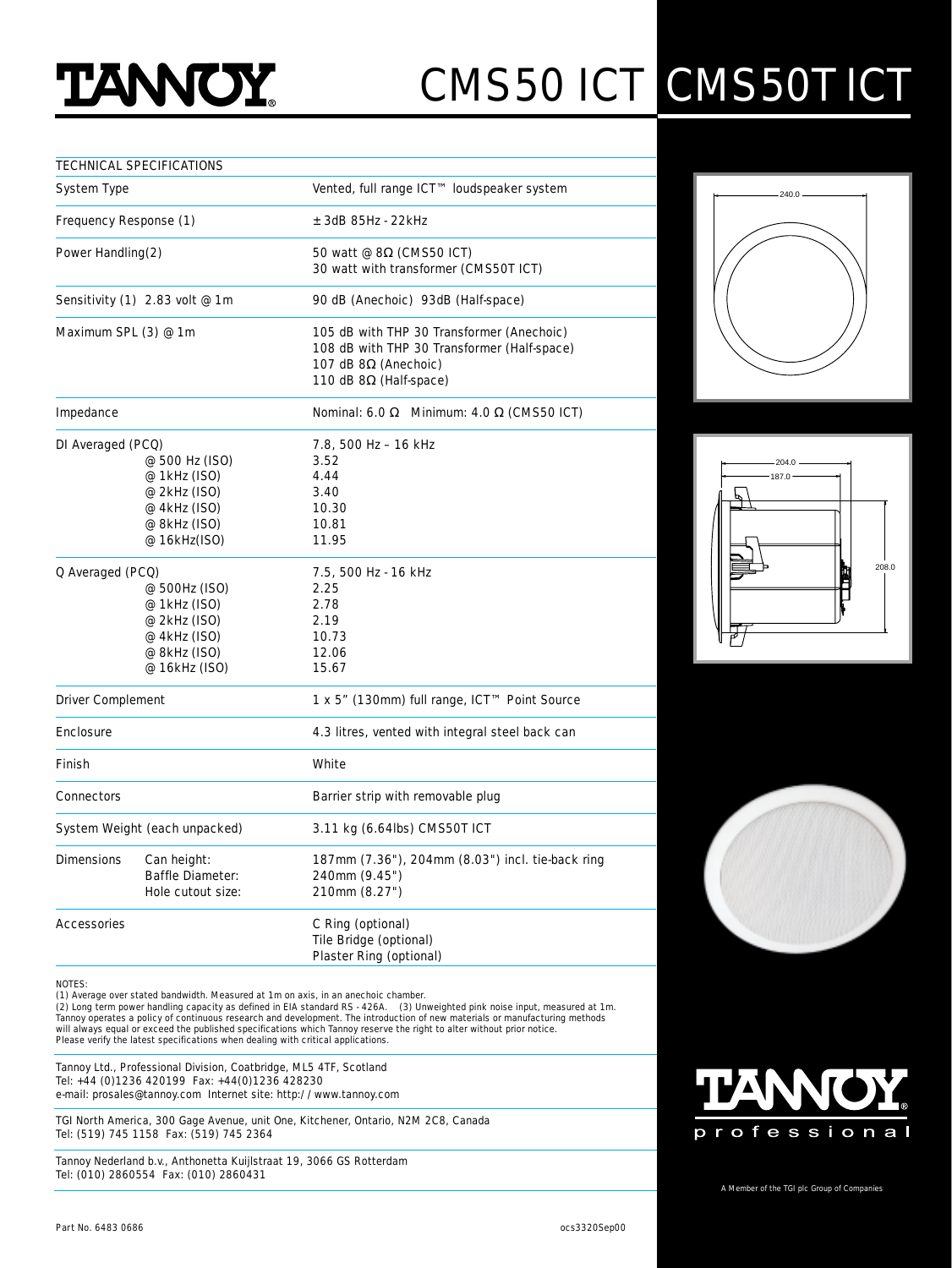# TANNOY

# CMS50 ICT CMS50T ICT

| TECHNICAL SPECIFICATIONS | |
|---|---|
| System Type | Vented, full range ICT™ loudspeaker system |
| Frequency Response (1) | ± 3dB 85Hz - 22kHz |
| Power Handling(2) | 50 watt @ 8Ω (CMS50 ICT)<br>30 watt with transformer (CMS50T ICT) |
| Sensitivity (1) 2.83 volt @ 1m | 90 dB (Anechoic) 93dB (Half-space) |
| Maximum SPL (3) @ 1m | 105 dB with THP 30 Transformer (Anechoic)<br>108 dB with THP 30 Transformer (Half-space)<br>107 dB 8Ω (Anechoic)<br>110 dB 8Ω (Half-space) |
| Impedance | Nominal: 6.0 Ω Minimum: 4.0 Ω (CMS50 ICT) |
| DI Averaged (PCQ) | 7.8, 500 Hz – 16 kHz |
| @ 500 Hz (ISO) | 3.52 |
| @ 1kHz (ISO) | 4.44 |
| @ 2kHz (ISO) | 3.40 |
| @ 4kHz (ISO) | 10.30 |
| @ 8kHz (ISO) | 10.81 |
| @ 16kHz(ISO) | 11.95 |
| Q Averaged (PCQ) | 7.5, 500 Hz - 16 kHz |
| @ 500Hz (ISO) | 2.25 |
| @ 1kHz (ISO) | 2.78 |
| @ 2kHz (ISO) | 2.19 |
| @ 4kHz (ISO) | 10.73 |
| @ 8kHz (ISO) | 12.06 |
| @ 16kHz (ISO) | 15.67 |
| Driver Complement | 1 x 5" (130mm) full range, ICT™ Point Source |
| Enclosure | 4.3 litres, vented with integral steel back can |
| Finish | White |
| Connectors | Barrier strip with removable plug |
| System Weight (each unpacked) | 3.11 kg (6.64lbs) CMS50T ICT |
| Dimensions Can height: | 187mm (7.36"), 204mm (8.03") incl. tie-back ring |
| Baffle Diameter: | 240mm (9.45") |
| Hole cutout size: | 210mm (8.27") |
| Accessories | C Ring (optional)<br>Tile Bridge (optional)<br>Plaster Ring (optional) |

240.0

204.0
187.0
208.0

NOTES:
(1) Average over stated bandwidth. Measured at 1m on axis, in an anechoic chamber.
(2) Long term power handling capacity as defined in EIA standard RS - 426A. (3) Unweighted pink noise input, measured at 1m.
Tannoy operates a policy of continuous research and development. The introduction of new materials or manufacturing methods will always equal or exceed the published specifications which Tannoy reserve the right to alter without prior notice.
Please verify the latest specifications when dealing with critical applications.

Tannoy Ltd., Professional Division, Coatbridge, ML5 4TF, Scotland
Tel: +44 (0)1236 420199 Fax: +44(0)1236 428230
e-mail: prosales@tannoy.com Internet site: http://www.tannoy.com

TGI North America, 300 Gage Avenue, unit One, Kitchener, Ontario, N2M 2C8, Canada
Tel: (519) 745 1158 Fax: (519) 745 2364

Tannoy Nederland b.v., Anthonetta Kuijlstraat 19, 3066 GS Rotterdam
Tel: (010) 2860554 Fax: (010) 2860431

TANNOY professional

A Member of the TGI plc Group of Companies

Part No. 6483 0686

ocs3320Sep00